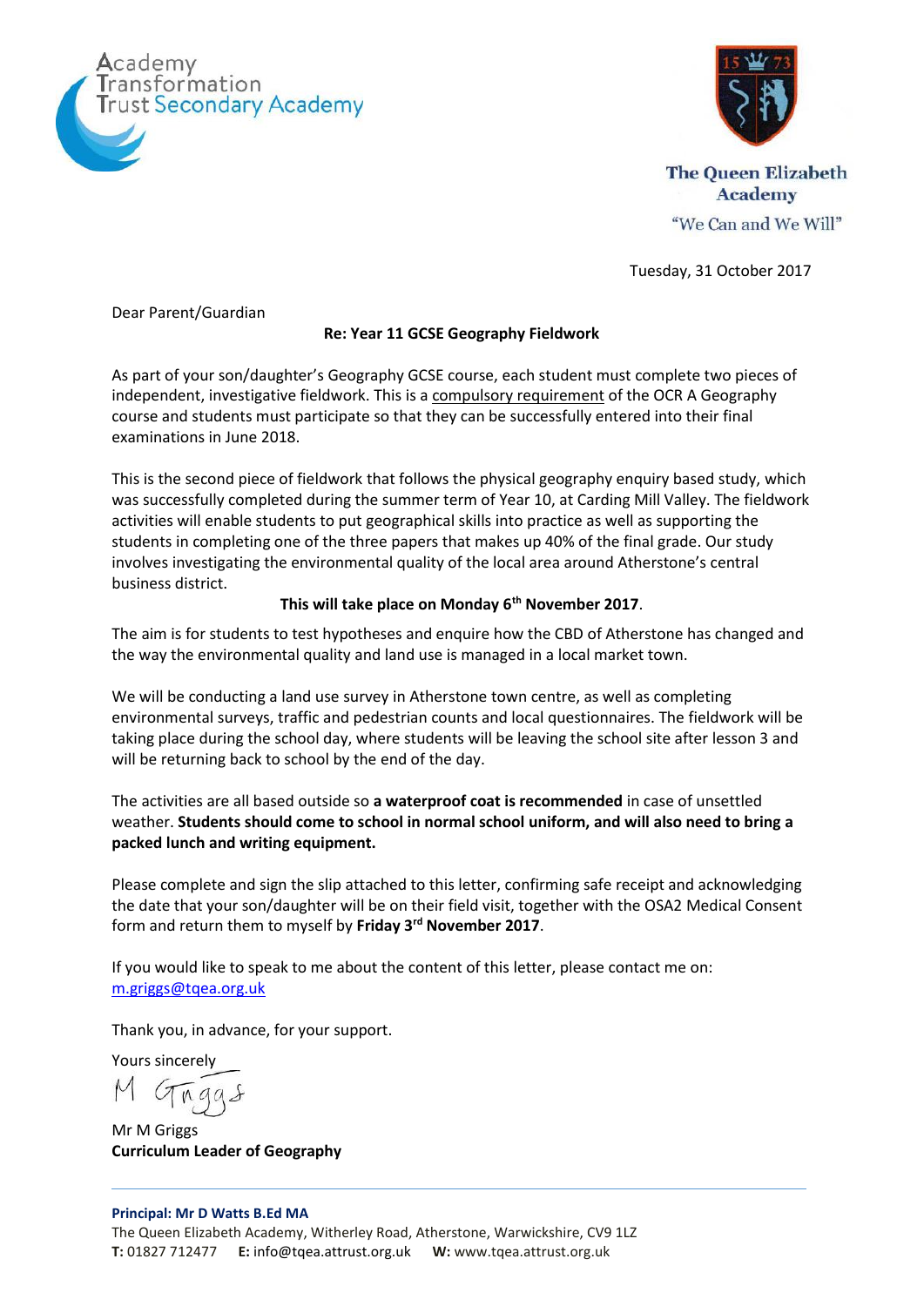Academy Transformation Trust Secondary Academy

The Queen Elizabeth Academy
"We Can and We Will"

Tuesday, 31 October 2017

Dear Parent/Guardian

**Re: Year 11 GCSE Geography Fieldwork**

As part of your son/daughter's Geography GCSE course, each student must complete two pieces of independent, investigative fieldwork. This is a compulsory requirement of the OCR A Geography course and students must participate so that they can be successfully entered into their final examinations in June 2018.

This is the second piece of fieldwork that follows the physical geography enquiry based study, which was successfully completed during the summer term of Year 10, at Carding Mill Valley. The fieldwork activities will enable students to put geographical skills into practice as well as supporting the students in completing one of the three papers that makes up 40% of the final grade. Our study involves investigating the environmental quality of the local area around Atherstone's central business district.

**This will take place on Monday 6th November 2017**.

The aim is for students to test hypotheses and enquire how the CBD of Atherstone has changed and the way the environmental quality and land use is managed in a local market town.

We will be conducting a land use survey in Atherstone town centre, as well as completing environmental surveys, traffic and pedestrian counts and local questionnaires. The fieldwork will be taking place during the school day, where students will be leaving the school site after lesson 3 and will be returning back to school by the end of the day.

The activities are all based outside so **a waterproof coat is recommended** in case of unsettled weather. **Students should come to school in normal school uniform, and will also need to bring a packed lunch and writing equipment.**

Please complete and sign the slip attached to this letter, confirming safe receipt and acknowledging the date that your son/daughter will be on their field visit, together with the OSA2 Medical Consent form and return them to myself by **Friday 3rd November 2017**.

If you would like to speak to me about the content of this letter, please contact me on: m.griggs@tqea.org.uk

Thank you, in advance, for your support.

Yours sincerely

M Griggs

Mr M Griggs
**Curriculum Leader of Geography**

**Principal: Mr D Watts B.Ed MA**
The Queen Elizabeth Academy, Witherley Road, Atherstone, Warwickshire, CV9 1LZ
**T:** 01827 712477 **E:** info@tqea.attrust.org.uk **W:** www.tqea.attrust.org.uk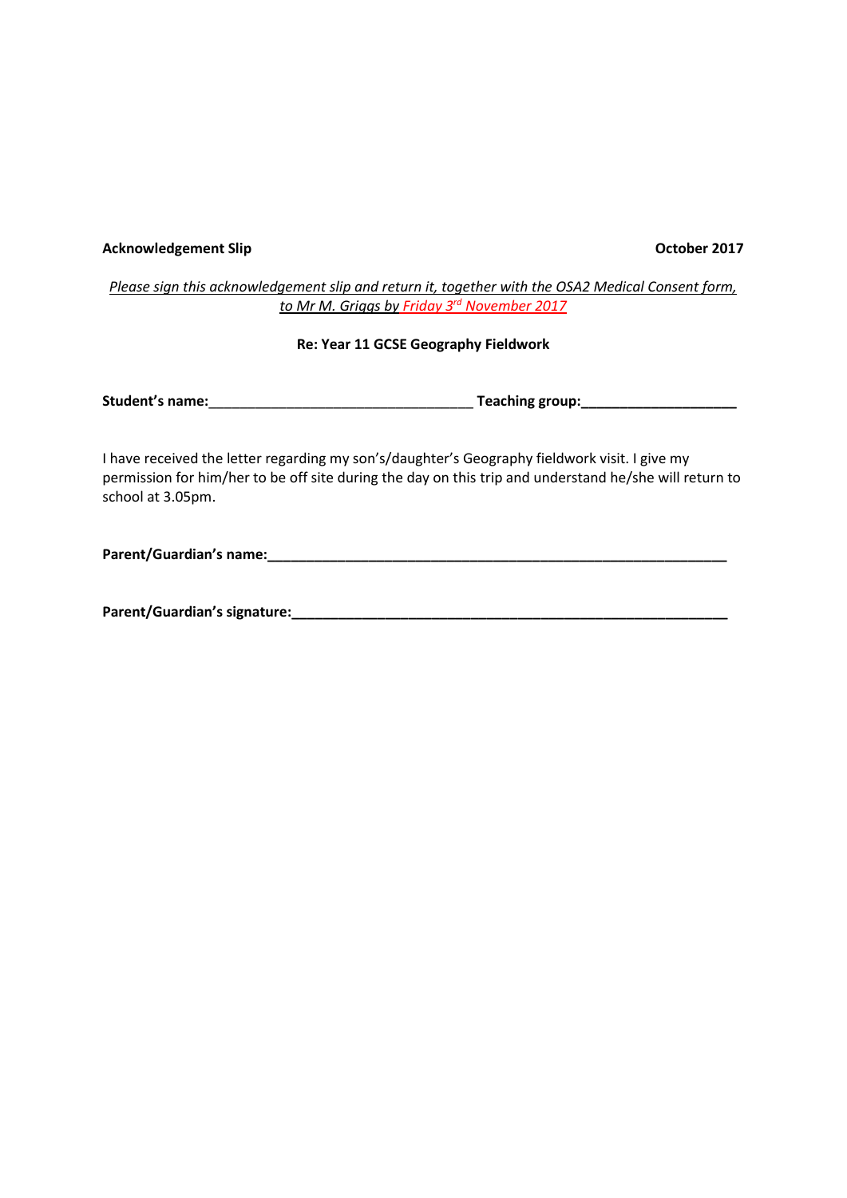**Acknowledgement Slip** **October 2017**

*Please sign this acknowledgement slip and return it, together with the OSA2 Medical Consent form, to Mr M. Griggs by Friday 3rd November 2017*

**Re: Year 11 GCSE Geography Fieldwork**

**Student's name:**_________________________________ **Teaching group:**___________________

I have received the letter regarding my son's/daughter's Geography fieldwork visit. I give my permission for him/her to be off site during the day on this trip and understand he/she will return to school at 3.05pm.

**Parent/Guardian's name:**_____________________________________________________________

**Parent/Guardian's signature:**__________________________________________________________